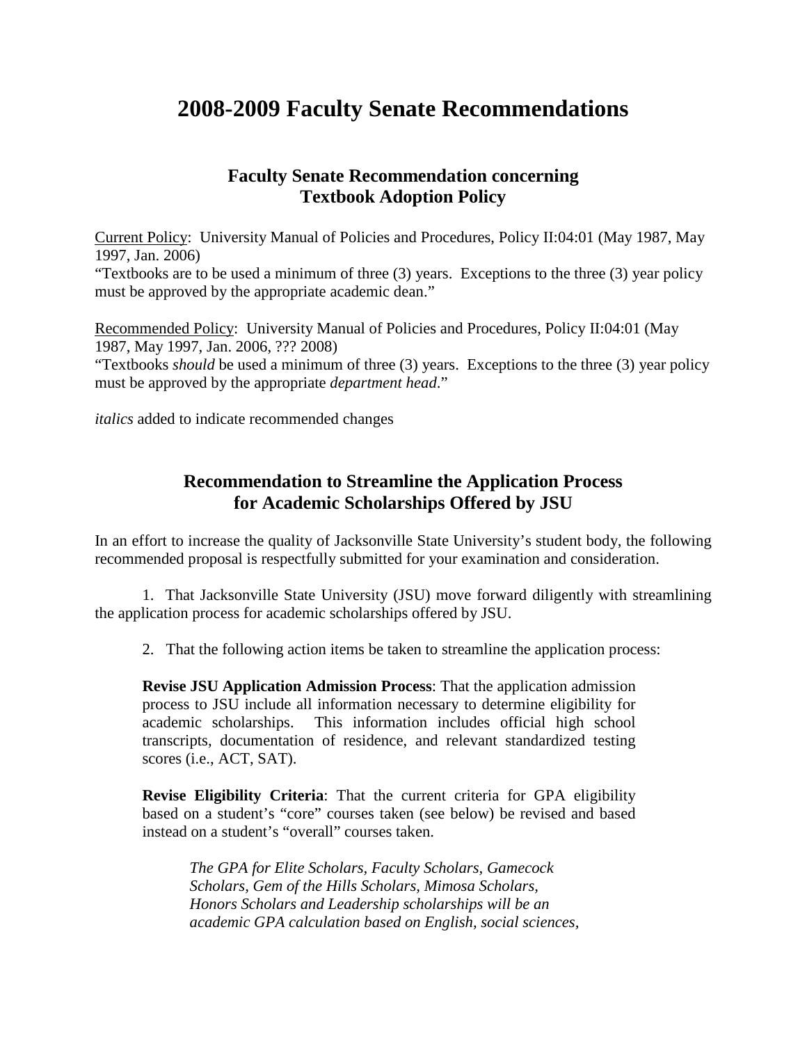# 2008-2009 Faculty Senate Recommendations

## Faculty Senate Recommendation concerning Textbook Adoption Policy

<u>Current Policy</u>: University Manual of Policies and Procedures, Policy II:04:01 (May 1987, May 1997, Jan. 2006)
"Textbooks are to be used a minimum of three (3) years. Exceptions to the three (3) year policy must be approved by the appropriate academic dean."

<u>Recommended Policy</u>: University Manual of Policies and Procedures, Policy II:04:01 (May 1987, May 1997, Jan. 2006, ??? 2008)
"Textbooks *should* be used a minimum of three (3) years. Exceptions to the three (3) year policy must be approved by the appropriate *department head*."

*italics* added to indicate recommended changes

## Recommendation to Streamline the Application Process for Academic Scholarships Offered by JSU

In an effort to increase the quality of Jacksonville State University's student body, the following recommended proposal is respectfully submitted for your examination and consideration.

1. That Jacksonville State University (JSU) move forward diligently with streamlining the application process for academic scholarships offered by JSU.

2. That the following action items be taken to streamline the application process:

**Revise JSU Application Admission Process**: That the application admission process to JSU include all information necessary to determine eligibility for academic scholarships. This information includes official high school transcripts, documentation of residence, and relevant standardized testing scores (i.e., ACT, SAT).

**Revise Eligibility Criteria**: That the current criteria for GPA eligibility based on a student's "core" courses taken (see below) be revised and based instead on a student's "overall" courses taken.

> *The GPA for Elite Scholars, Faculty Scholars, Gamecock Scholars, Gem of the Hills Scholars, Mimosa Scholars, Honors Scholars and Leadership scholarships will be an academic GPA calculation based on English, social sciences,*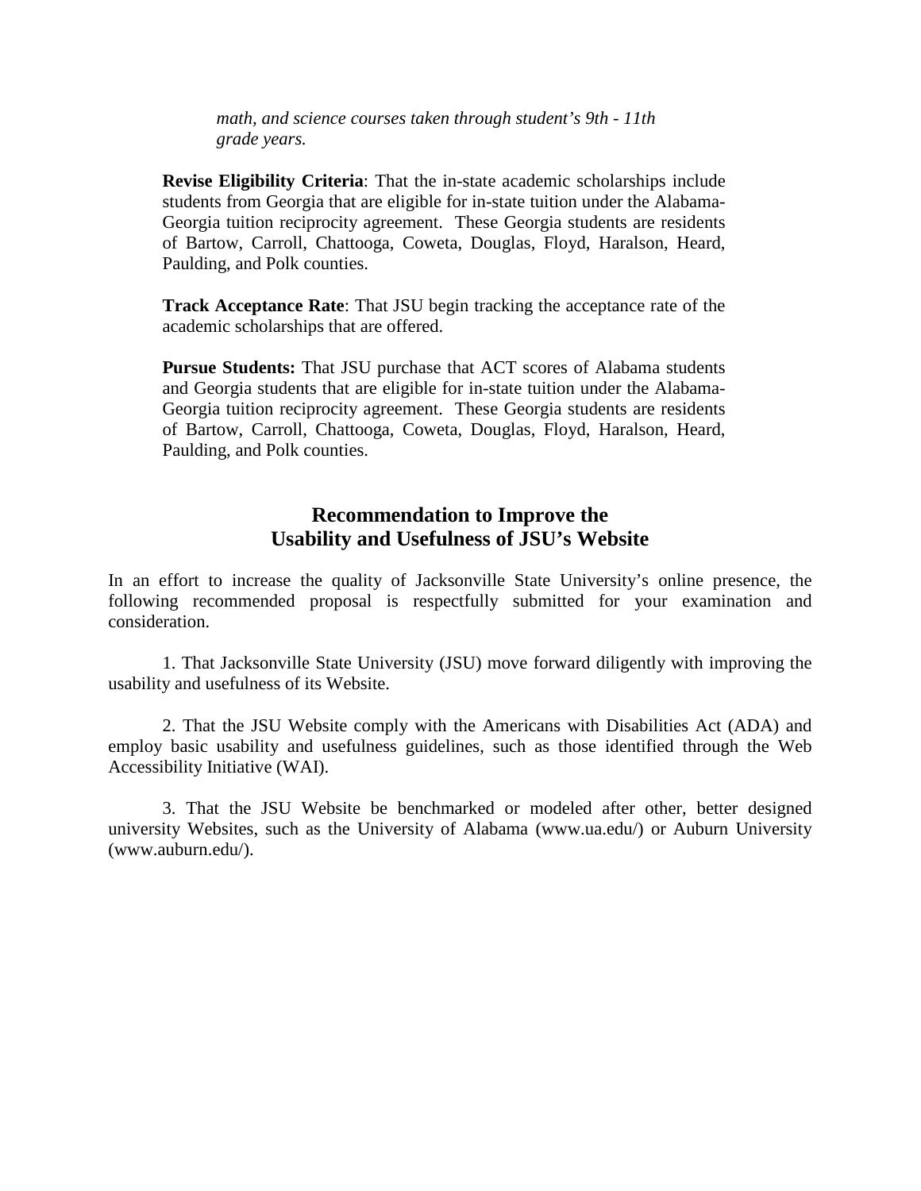*math, and science courses taken through student's 9th - 11th grade years.*

**Revise Eligibility Criteria**: That the in-state academic scholarships include students from Georgia that are eligible for in-state tuition under the Alabama-Georgia tuition reciprocity agreement. These Georgia students are residents of Bartow, Carroll, Chattooga, Coweta, Douglas, Floyd, Haralson, Heard, Paulding, and Polk counties.

**Track Acceptance Rate**: That JSU begin tracking the acceptance rate of the academic scholarships that are offered.

**Pursue Students:** That JSU purchase that ACT scores of Alabama students and Georgia students that are eligible for in-state tuition under the Alabama-Georgia tuition reciprocity agreement. These Georgia students are residents of Bartow, Carroll, Chattooga, Coweta, Douglas, Floyd, Haralson, Heard, Paulding, and Polk counties.

## Recommendation to Improve the Usability and Usefulness of JSU's Website

In an effort to increase the quality of Jacksonville State University's online presence, the following recommended proposal is respectfully submitted for your examination and consideration.

1. That Jacksonville State University (JSU) move forward diligently with improving the usability and usefulness of its Website.

2. That the JSU Website comply with the Americans with Disabilities Act (ADA) and employ basic usability and usefulness guidelines, such as those identified through the Web Accessibility Initiative (WAI).

3. That the JSU Website be benchmarked or modeled after other, better designed university Websites, such as the University of Alabama (www.ua.edu/) or Auburn University (www.auburn.edu/).